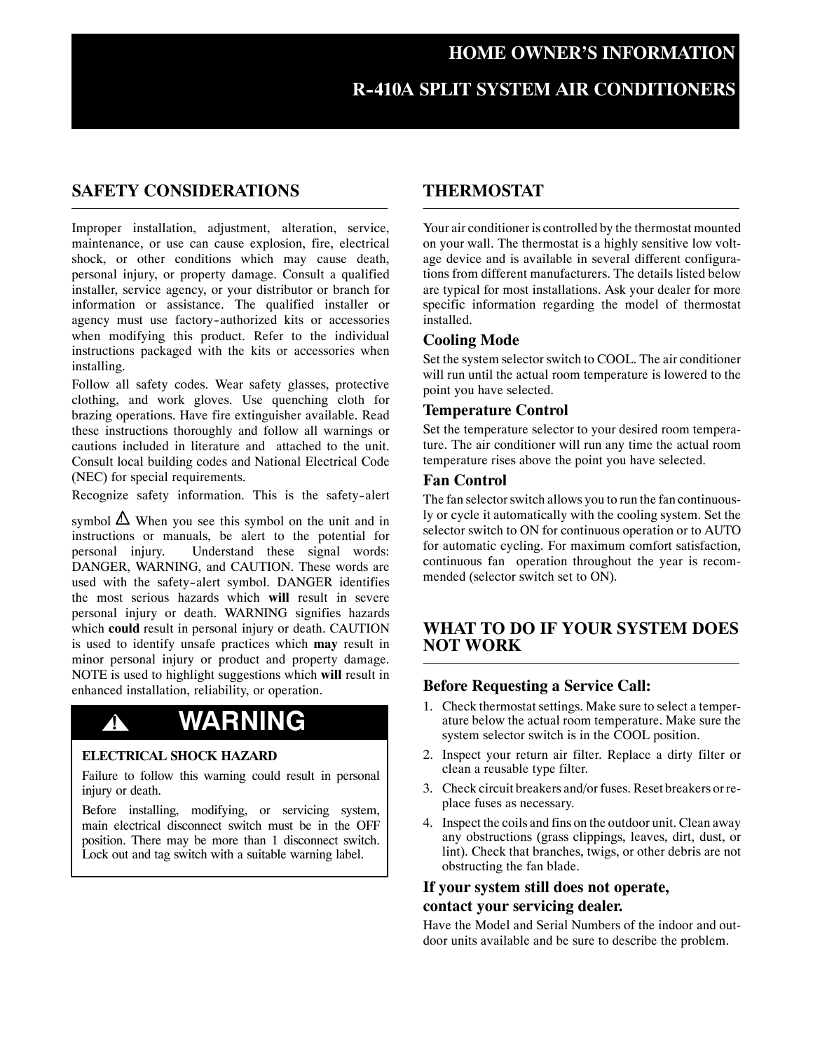# HOME OWNER'S INFORMATION

# R-410A SPLIT SYSTEM AIR CONDITIONERS

## SAFETY CONSIDERATIONS

Improper installation, adjustment, alteration, service, maintenance, or use can cause explosion, fire, electrical shock, or other conditions which may cause death, personal injury, or property damage. Consult a qualified installer, service agency, or your distributor or branch for information or assistance. The qualified installer or agency must use factory-authorized kits or accessories when modifying this product. Refer to the individual instructions packaged with the kits or accessories when installing.

Follow all safety codes. Wear safety glasses, protective clothing, and work gloves. Use quenching cloth for brazing operations. Have fire extinguisher available. Read these instructions thoroughly and follow all warnings or cautions included in literature and attached to the unit. Consult local building codes and National Electrical Code (NEC) for special requirements.

Recognize safety information. This is the safety-alert symbol ⚠ When you see this symbol on the unit and in instructions or manuals, be alert to the potential for personal injury. Understand these signal words: DANGER, WARNING, and CAUTION. These words are used with the safety-alert symbol. DANGER identifies the most serious hazards which **will** result in severe personal injury or death. WARNING signifies hazards which **could** result in personal injury or death. CAUTION is used to identify unsafe practices which **may** result in minor personal injury or product and property damage. NOTE is used to highlight suggestions which **will** result in enhanced installation, reliability, or operation.

> ⚠ **WARNING**
>
> **ELECTRICAL SHOCK HAZARD**
>
> Failure to follow this warning could result in personal injury or death.
>
> Before installing, modifying, or servicing system, main electrical disconnect switch must be in the OFF position. There may be more than 1 disconnect switch. Lock out and tag switch with a suitable warning label.

## THERMOSTAT

Your air conditioner is controlled by the thermostat mounted on your wall. The thermostat is a highly sensitive low voltage device and is available in several different configurations from different manufacturers. The details listed below are typical for most installations. Ask your dealer for more specific information regarding the model of thermostat installed.

### Cooling Mode

Set the system selector switch to COOL. The air conditioner will run until the actual room temperature is lowered to the point you have selected.

### Temperature Control

Set the temperature selector to your desired room temperature. The air conditioner will run any time the actual room temperature rises above the point you have selected.

### Fan Control

The fan selector switch allows you to run the fan continuously or cycle it automatically with the cooling system. Set the selector switch to ON for continuous operation or to AUTO for automatic cycling. For maximum comfort satisfaction, continuous fan operation throughout the year is recommended (selector switch set to ON).

## WHAT TO DO IF YOUR SYSTEM DOES NOT WORK

### Before Requesting a Service Call:

1. Check thermostat settings. Make sure to select a temperature below the actual room temperature. Make sure the system selector switch is in the COOL position.
2. Inspect your return air filter. Replace a dirty filter or clean a reusable type filter.
3. Check circuit breakers and/or fuses. Reset breakers or replace fuses as necessary.
4. Inspect the coils and fins on the outdoor unit. Clean away any obstructions (grass clippings, leaves, dirt, dust, or lint). Check that branches, twigs, or other debris are not obstructing the fan blade.

### If your system still does not operate, contact your servicing dealer.

Have the Model and Serial Numbers of the indoor and outdoor units available and be sure to describe the problem.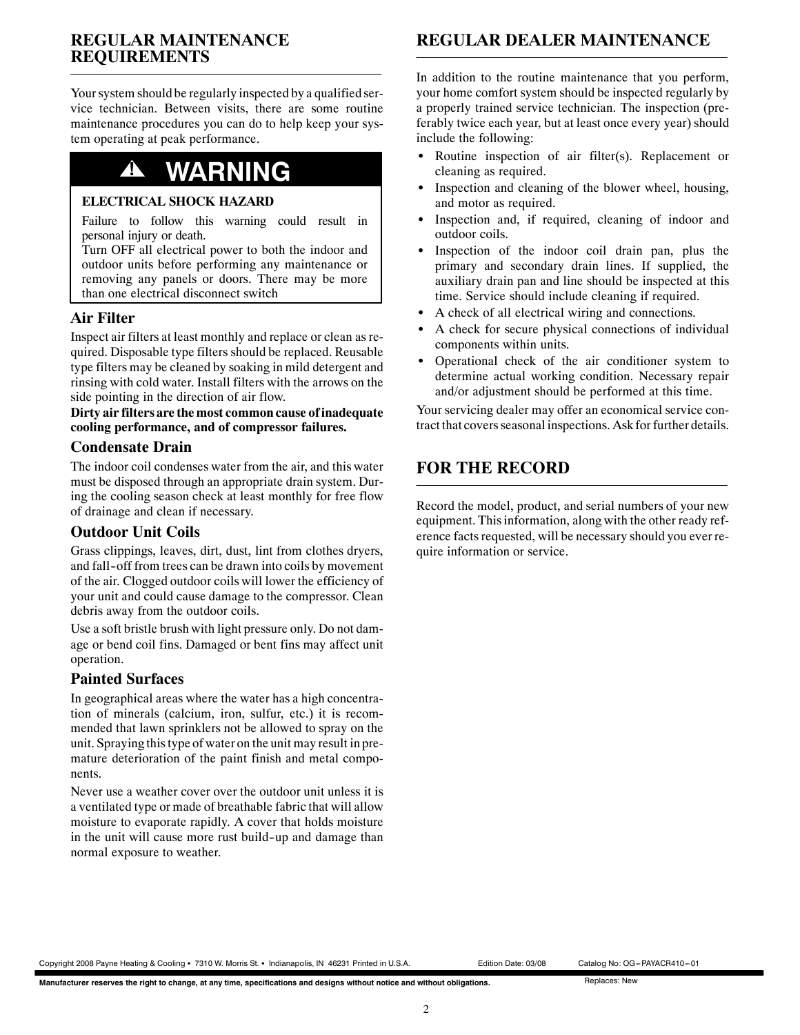## REGULAR MAINTENANCE REQUIREMENTS

Your system should be regularly inspected by a qualified service technician. Between visits, there are some routine maintenance procedures you can do to help keep your system operating at peak performance.

> **⚠ WARNING**
>
> **ELECTRICAL SHOCK HAZARD**
>
> Failure to follow this warning could result in personal injury or death.
>
> Turn OFF all electrical power to both the indoor and outdoor units before performing any maintenance or removing any panels or doors. There may be more than one electrical disconnect switch

### Air Filter

Inspect air filters at least monthly and replace or clean as required. Disposable type filters should be replaced. Reusable type filters may be cleaned by soaking in mild detergent and rinsing with cold water. Install filters with the arrows on the side pointing in the direction of air flow.

**Dirty air filters are the most common cause of inadequate cooling performance, and of compressor failures.**

### Condensate Drain

The indoor coil condenses water from the air, and this water must be disposed through an appropriate drain system. During the cooling season check at least monthly for free flow of drainage and clean if necessary.

### Outdoor Unit Coils

Grass clippings, leaves, dirt, dust, lint from clothes dryers, and fall-off from trees can be drawn into coils by movement of the air. Clogged outdoor coils will lower the efficiency of your unit and could cause damage to the compressor. Clean debris away from the outdoor coils.

Use a soft bristle brush with light pressure only. Do not damage or bend coil fins. Damaged or bent fins may affect unit operation.

### Painted Surfaces

In geographical areas where the water has a high concentration of minerals (calcium, iron, sulfur, etc.) it is recommended that lawn sprinklers not be allowed to spray on the unit. Spraying this type of water on the unit may result in premature deterioration of the paint finish and metal components.

Never use a weather cover over the outdoor unit unless it is a ventilated type or made of breathable fabric that will allow moisture to evaporate rapidly. A cover that holds moisture in the unit will cause more rust build-up and damage than normal exposure to weather.

## REGULAR DEALER MAINTENANCE

In addition to the routine maintenance that you perform, your home comfort system should be inspected regularly by a properly trained service technician. The inspection (preferably twice each year, but at least once every year) should include the following:

- Routine inspection of air filter(s). Replacement or cleaning as required.
- Inspection and cleaning of the blower wheel, housing, and motor as required.
- Inspection and, if required, cleaning of indoor and outdoor coils.
- Inspection of the indoor coil drain pan, plus the primary and secondary drain lines. If supplied, the auxiliary drain pan and line should be inspected at this time. Service should include cleaning if required.
- A check of all electrical wiring and connections.
- A check for secure physical connections of individual components within units.
- Operational check of the air conditioner system to determine actual working condition. Necessary repair and/or adjustment should be performed at this time.

Your servicing dealer may offer an economical service contract that covers seasonal inspections. Ask for further details.

## FOR THE RECORD

Record the model, product, and serial numbers of your new equipment. This information, along with the other ready reference facts requested, will be necessary should you ever require information or service.

Copyright 2008 Payne Heating & Cooling • 7310 W. Morris St. • Indianapolis, IN 46231 Printed in U.S.A. Edition Date: 03/08 Catalog No: OG-PAYACR410-01

Manufacturer reserves the right to change, at any time, specifications and designs without notice and without obligations. Replaces: New